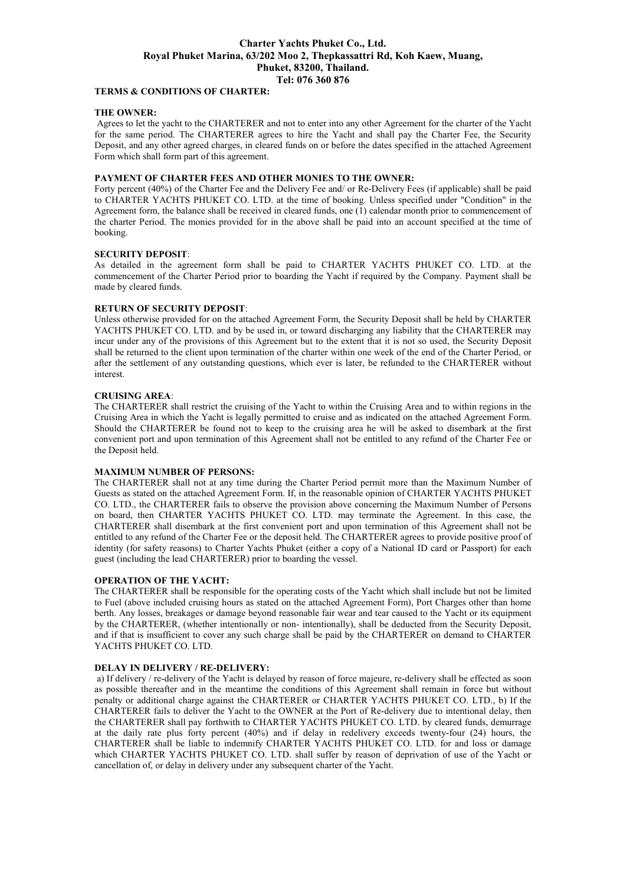# Charter Yachts Phuket Co., Ltd.
# Royal Phuket Marina, 63/202 Moo 2, Thepkassattri Rd, Koh Kaew, Muang, Phuket, 83200, Thailand.
# Tel: 076 360 876

## TERMS & CONDITIONS OF CHARTER:

### THE OWNER:

Agrees to let the yacht to the CHARTERER and not to enter into any other Agreement for the charter of the Yacht for the same period. The CHARTERER agrees to hire the Yacht and shall pay the Charter Fee, the Security Deposit, and any other agreed charges, in cleared funds on or before the dates specified in the attached Agreement Form which shall form part of this agreement.

### PAYMENT OF CHARTER FEES AND OTHER MONIES TO THE OWNER:

Forty percent (40%) of the Charter Fee and the Delivery Fee and/ or Re-Delivery Fees (if applicable) shall be paid to CHARTER YACHTS PHUKET CO. LTD. at the time of booking. Unless specified under "Condition" in the Agreement form, the balance shall be received in cleared funds, one (1) calendar month prior to commencement of the charter Period. The monies provided for in the above shall be paid into an account specified at the time of booking.

### SECURITY DEPOSIT:

As detailed in the agreement form shall be paid to CHARTER YACHTS PHUKET CO. LTD. at the commencement of the Charter Period prior to boarding the Yacht if required by the Company. Payment shall be made by cleared funds.

### RETURN OF SECURITY DEPOSIT:

Unless otherwise provided for on the attached Agreement Form, the Security Deposit shall be held by CHARTER YACHTS PHUKET CO. LTD. and by be used in, or toward discharging any liability that the CHARTERER may incur under any of the provisions of this Agreement but to the extent that it is not so used, the Security Deposit shall be returned to the client upon termination of the charter within one week of the end of the Charter Period, or after the settlement of any outstanding questions, which ever is later, be refunded to the CHARTERER without interest.

### CRUISING AREA:

The CHARTERER shall restrict the cruising of the Yacht to within the Cruising Area and to within regions in the Cruising Area in which the Yacht is legally permitted to cruise and as indicated on the attached Agreement Form. Should the CHARTERER be found not to keep to the cruising area he will be asked to disembark at the first convenient port and upon termination of this Agreement shall not be entitled to any refund of the Charter Fee or the Deposit held.

### MAXIMUM NUMBER OF PERSONS:

The CHARTERER shall not at any time during the Charter Period permit more than the Maximum Number of Guests as stated on the attached Agreement Form. If, in the reasonable opinion of CHARTER YACHTS PHUKET CO. LTD., the CHARTERER fails to observe the provision above concerning the Maximum Number of Persons on board, then CHARTER YACHTS PHUKET CO. LTD. may terminate the Agreement. In this case, the CHARTERER shall disembark at the first convenient port and upon termination of this Agreement shall not be entitled to any refund of the Charter Fee or the deposit held. The CHARTERER agrees to provide positive proof of identity (for safety reasons) to Charter Yachts Phuket (either a copy of a National ID card or Passport) for each guest (including the lead CHARTERER) prior to boarding the vessel.

### OPERATION OF THE YACHT:

The CHARTERER shall be responsible for the operating costs of the Yacht which shall include but not be limited to Fuel (above included cruising hours as stated on the attached Agreement Form), Port Charges other than home berth. Any losses, breakages or damage beyond reasonable fair wear and tear caused to the Yacht or its equipment by the CHARTERER, (whether intentionally or non- intentionally), shall be deducted from the Security Deposit, and if that is insufficient to cover any such charge shall be paid by the CHARTERER on demand to CHARTER YACHTS PHUKET CO. LTD.

### DELAY IN DELIVERY / RE-DELIVERY:

a) If delivery / re-delivery of the Yacht is delayed by reason of force majeure, re-delivery shall be effected as soon as possible thereafter and in the meantime the conditions of this Agreement shall remain in force but without penalty or additional charge against the CHARTERER or CHARTER YACHTS PHUKET CO. LTD., b) If the CHARTERER fails to deliver the Yacht to the OWNER at the Port of Re-delivery due to intentional delay, then the CHARTERER shall pay forthwith to CHARTER YACHTS PHUKET CO. LTD. by cleared funds, demurrage at the daily rate plus forty percent (40%) and if delay in redelivery exceeds twenty-four (24) hours, the CHARTERER shall be liable to indemnify CHARTER YACHTS PHUKET CO. LTD. for and loss or damage which CHARTER YACHTS PHUKET CO. LTD. shall suffer by reason of deprivation of use of the Yacht or cancellation of, or delay in delivery under any subsequent charter of the Yacht.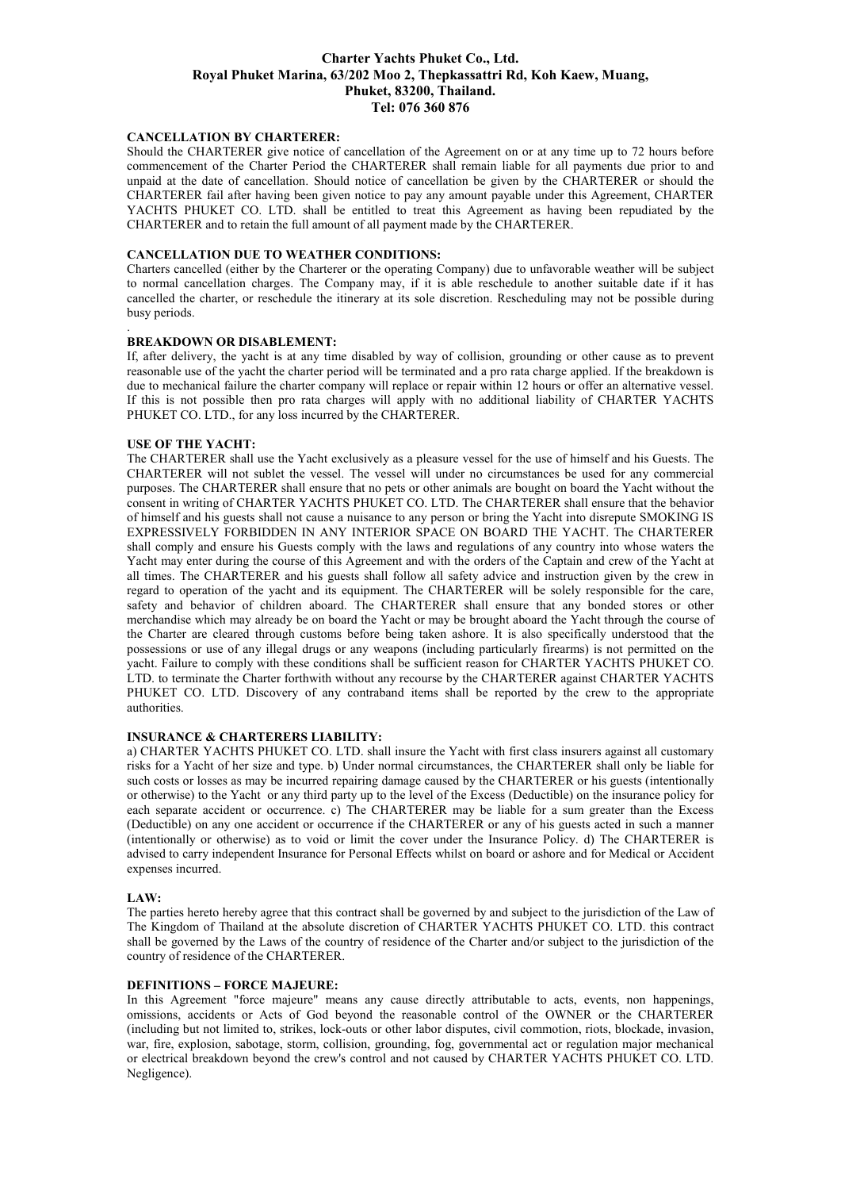**Charter Yachts Phuket Co., Ltd.**
**Royal Phuket Marina, 63/202 Moo 2, Thepkassattri Rd, Koh Kaew, Muang, Phuket, 83200, Thailand.**
**Tel: 076 360 876**

**CANCELLATION BY CHARTERER:**

Should the CHARTERER give notice of cancellation of the Agreement on or at any time up to 72 hours before commencement of the Charter Period the CHARTERER shall remain liable for all payments due prior to and unpaid at the date of cancellation. Should notice of cancellation be given by the CHARTERER or should the CHARTERER fail after having been given notice to pay any amount payable under this Agreement, CHARTER YACHTS PHUKET CO. LTD. shall be entitled to treat this Agreement as having been repudiated by the CHARTERER and to retain the full amount of all payment made by the CHARTERER.

**CANCELLATION DUE TO WEATHER CONDITIONS:**

Charters cancelled (either by the Charterer or the operating Company) due to unfavorable weather will be subject to normal cancellation charges. The Company may, if it is able reschedule to another suitable date if it has cancelled the charter, or reschedule the itinerary at its sole discretion. Rescheduling may not be possible during busy periods.

.

**BREAKDOWN OR DISABLEMENT:**

If, after delivery, the yacht is at any time disabled by way of collision, grounding or other cause as to prevent reasonable use of the yacht the charter period will be terminated and a pro rata charge applied. If the breakdown is due to mechanical failure the charter company will replace or repair within 12 hours or offer an alternative vessel. If this is not possible then pro rata charges will apply with no additional liability of CHARTER YACHTS PHUKET CO. LTD., for any loss incurred by the CHARTERER.

**USE OF THE YACHT:**

The CHARTERER shall use the Yacht exclusively as a pleasure vessel for the use of himself and his Guests. The CHARTERER will not sublet the vessel. The vessel will under no circumstances be used for any commercial purposes. The CHARTERER shall ensure that no pets or other animals are bought on board the Yacht without the consent in writing of CHARTER YACHTS PHUKET CO. LTD. The CHARTERER shall ensure that the behavior of himself and his guests shall not cause a nuisance to any person or bring the Yacht into disrepute SMOKING IS EXPRESSIVELY FORBIDDEN IN ANY INTERIOR SPACE ON BOARD THE YACHT. The CHARTERER shall comply and ensure his Guests comply with the laws and regulations of any country into whose waters the Yacht may enter during the course of this Agreement and with the orders of the Captain and crew of the Yacht at all times. The CHARTERER and his guests shall follow all safety advice and instruction given by the crew in regard to operation of the yacht and its equipment. The CHARTERER will be solely responsible for the care, safety and behavior of children aboard. The CHARTERER shall ensure that any bonded stores or other merchandise which may already be on board the Yacht or may be brought aboard the Yacht through the course of the Charter are cleared through customs before being taken ashore. It is also specifically understood that the possessions or use of any illegal drugs or any weapons (including particularly firearms) is not permitted on the yacht. Failure to comply with these conditions shall be sufficient reason for CHARTER YACHTS PHUKET CO. LTD. to terminate the Charter forthwith without any recourse by the CHARTERER against CHARTER YACHTS PHUKET CO. LTD. Discovery of any contraband items shall be reported by the crew to the appropriate authorities.

**INSURANCE & CHARTERERS LIABILITY:**

a) CHARTER YACHTS PHUKET CO. LTD. shall insure the Yacht with first class insurers against all customary risks for a Yacht of her size and type. b) Under normal circumstances, the CHARTERER shall only be liable for such costs or losses as may be incurred repairing damage caused by the CHARTERER or his guests (intentionally or otherwise) to the Yacht or any third party up to the level of the Excess (Deductible) on the insurance policy for each separate accident or occurrence. c) The CHARTERER may be liable for a sum greater than the Excess (Deductible) on any one accident or occurrence if the CHARTERER or any of his guests acted in such a manner (intentionally or otherwise) as to void or limit the cover under the Insurance Policy. d) The CHARTERER is advised to carry independent Insurance for Personal Effects whilst on board or ashore and for Medical or Accident expenses incurred.

**LAW:**

The parties hereto hereby agree that this contract shall be governed by and subject to the jurisdiction of the Law of The Kingdom of Thailand at the absolute discretion of CHARTER YACHTS PHUKET CO. LTD. this contract shall be governed by the Laws of the country of residence of the Charter and/or subject to the jurisdiction of the country of residence of the CHARTERER.

**DEFINITIONS – FORCE MAJEURE:**

In this Agreement "force majeure" means any cause directly attributable to acts, events, non happenings, omissions, accidents or Acts of God beyond the reasonable control of the OWNER or the CHARTERER (including but not limited to, strikes, lock-outs or other labor disputes, civil commotion, riots, blockade, invasion, war, fire, explosion, sabotage, storm, collision, grounding, fog, governmental act or regulation major mechanical or electrical breakdown beyond the crew's control and not caused by CHARTER YACHTS PHUKET CO. LTD. Negligence).